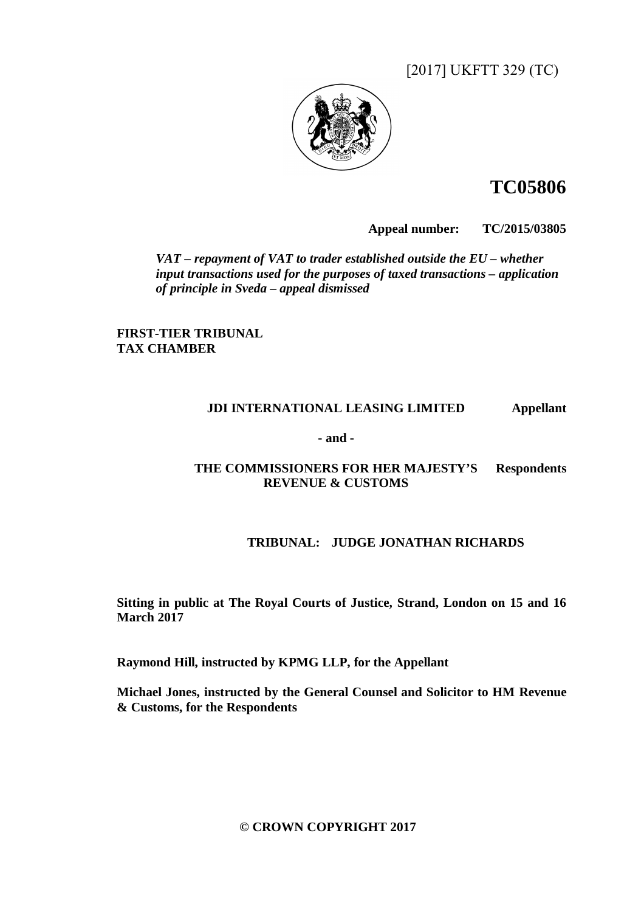[2017] UKFTT 329 (TC)

# TC05806

**Appeal number: TC/2015/03805**

***VAT – repayment of VAT to trader established outside the EU – whether input transactions used for the purposes of taxed transactions – application of principle in Sveda – appeal dismissed***

**FIRST-TIER TRIBUNAL**
**TAX CHAMBER**

**JDI INTERNATIONAL LEASING LIMITED** **Appellant**

**- and -**

**THE COMMISSIONERS FOR HER MAJESTY'S REVENUE & CUSTOMS** **Respondents**

**TRIBUNAL: JUDGE JONATHAN RICHARDS**

**Sitting in public at The Royal Courts of Justice, Strand, London on 15 and 16 March 2017**

**Raymond Hill, instructed by KPMG LLP, for the Appellant**

**Michael Jones, instructed by the General Counsel and Solicitor to HM Revenue & Customs, for the Respondents**

**© CROWN COPYRIGHT 2017**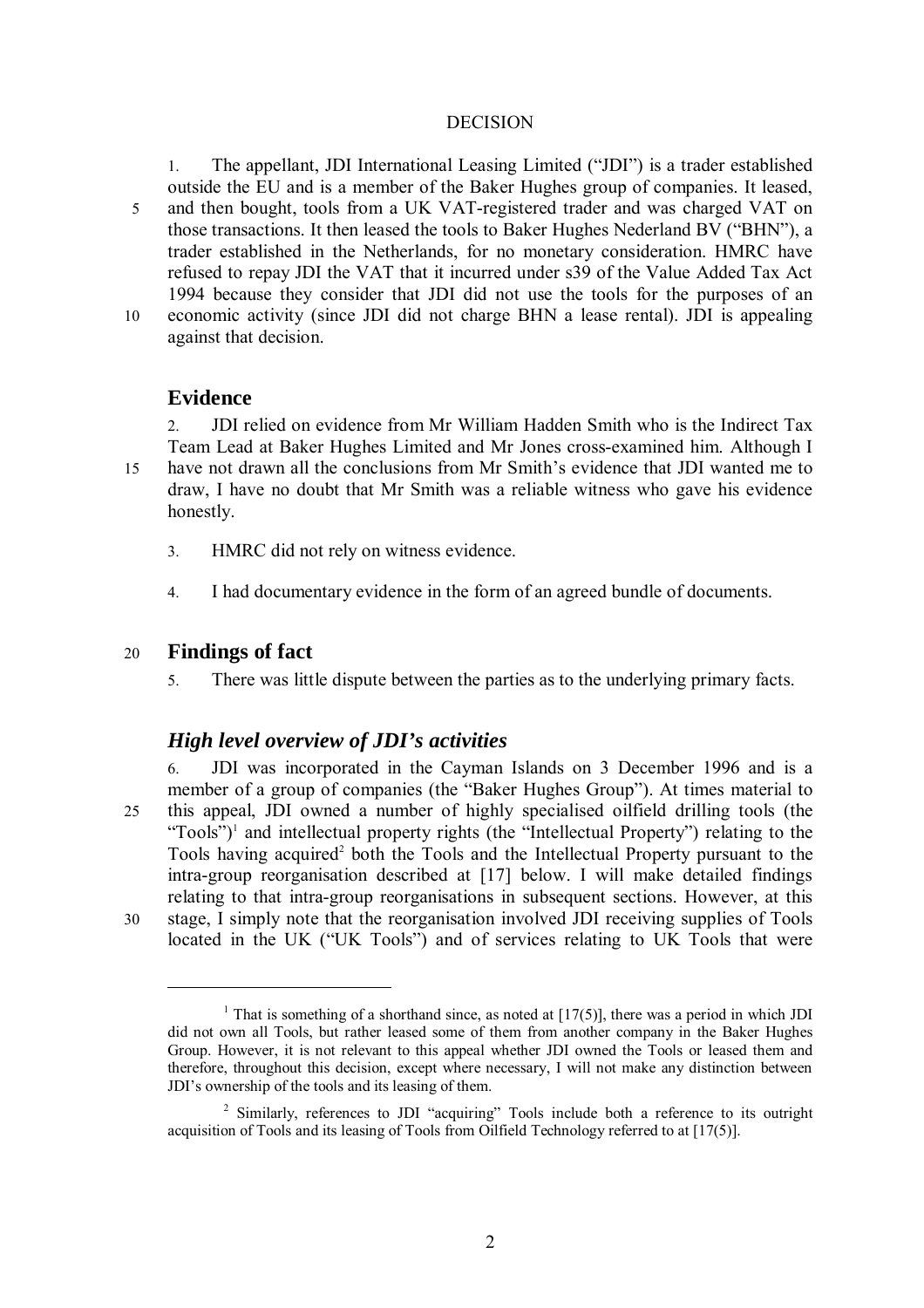DECISION

1. The appellant, JDI International Leasing Limited ("JDI") is a trader established outside the EU and is a member of the Baker Hughes group of companies. It leased, and then bought, tools from a UK VAT-registered trader and was charged VAT on those transactions. It then leased the tools to Baker Hughes Nederland BV ("BHN"), a trader established in the Netherlands, for no monetary consideration. HMRC have refused to repay JDI the VAT that it incurred under s39 of the Value Added Tax Act 1994 because they consider that JDI did not use the tools for the purposes of an economic activity (since JDI did not charge BHN a lease rental). JDI is appealing against that decision.

## Evidence

2. JDI relied on evidence from Mr William Hadden Smith who is the Indirect Tax Team Lead at Baker Hughes Limited and Mr Jones cross-examined him. Although I have not drawn all the conclusions from Mr Smith's evidence that JDI wanted me to draw, I have no doubt that Mr Smith was a reliable witness who gave his evidence honestly.

3. HMRC did not rely on witness evidence.

4. I had documentary evidence in the form of an agreed bundle of documents.

## Findings of fact

5. There was little dispute between the parties as to the underlying primary facts.

### *High level overview of JDI's activities*

6. JDI was incorporated in the Cayman Islands on 3 December 1996 and is a member of a group of companies (the "Baker Hughes Group"). At times material to this appeal, JDI owned a number of highly specialised oilfield drilling tools (the "Tools")[1] and intellectual property rights (the "Intellectual Property") relating to the Tools having acquired[2] both the Tools and the Intellectual Property pursuant to the intra-group reorganisation described at [17] below. I will make detailed findings relating to that intra-group reorganisations in subsequent sections. However, at this stage, I simply note that the reorganisation involved JDI receiving supplies of Tools located in the UK ("UK Tools") and of services relating to UK Tools that were

---

[1] That is something of a shorthand since, as noted at [17(5)], there was a period in which JDI did not own all Tools, but rather leased some of them from another company in the Baker Hughes Group. However, it is not relevant to this appeal whether JDI owned the Tools or leased them and therefore, throughout this decision, except where necessary, I will not make any distinction between JDI's ownership of the tools and its leasing of them.

[2] Similarly, references to JDI "acquiring" Tools include both a reference to its outright acquisition of Tools and its leasing of Tools from Oilfield Technology referred to at [17(5)].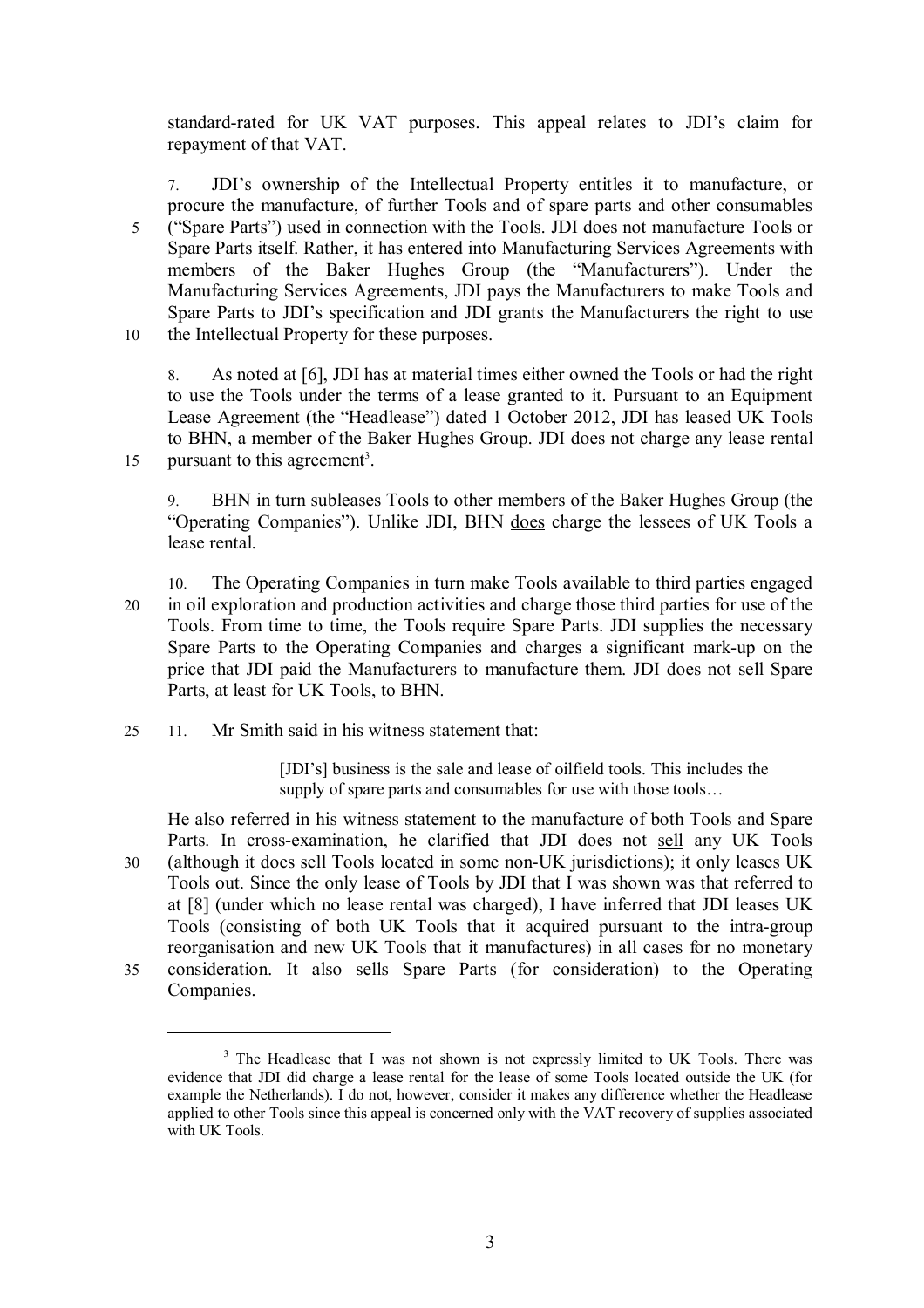standard-rated for UK VAT purposes. This appeal relates to JDI's claim for repayment of that VAT.

7. JDI's ownership of the Intellectual Property entitles it to manufacture, or procure the manufacture, of further Tools and of spare parts and other consumables ("Spare Parts") used in connection with the Tools. JDI does not manufacture Tools or Spare Parts itself. Rather, it has entered into Manufacturing Services Agreements with members of the Baker Hughes Group (the "Manufacturers"). Under the Manufacturing Services Agreements, JDI pays the Manufacturers to make Tools and Spare Parts to JDI's specification and JDI grants the Manufacturers the right to use the Intellectual Property for these purposes.

8. As noted at [6], JDI has at material times either owned the Tools or had the right to use the Tools under the terms of a lease granted to it. Pursuant to an Equipment Lease Agreement (the "Headlease") dated 1 October 2012, JDI has leased UK Tools to BHN, a member of the Baker Hughes Group. JDI does not charge any lease rental pursuant to this agreement[3].

9. BHN in turn subleases Tools to other members of the Baker Hughes Group (the "Operating Companies"). Unlike JDI, BHN <u>does</u> charge the lessees of UK Tools a lease rental.

10. The Operating Companies in turn make Tools available to third parties engaged in oil exploration and production activities and charge those third parties for use of the Tools. From time to time, the Tools require Spare Parts. JDI supplies the necessary Spare Parts to the Operating Companies and charges a significant mark-up on the price that JDI paid the Manufacturers to manufacture them. JDI does not sell Spare Parts, at least for UK Tools, to BHN.

11. Mr Smith said in his witness statement that:

> [JDI's] business is the sale and lease of oilfield tools. This includes the supply of spare parts and consumables for use with those tools…

He also referred in his witness statement to the manufacture of both Tools and Spare Parts. In cross-examination, he clarified that JDI does not <u>sell</u> any UK Tools (although it does sell Tools located in some non-UK jurisdictions); it only leases UK Tools out. Since the only lease of Tools by JDI that I was shown was that referred to at [8] (under which no lease rental was charged), I have inferred that JDI leases UK Tools (consisting of both UK Tools that it acquired pursuant to the intra-group reorganisation and new UK Tools that it manufactures) in all cases for no monetary consideration. It also sells Spare Parts (for consideration) to the Operating Companies.

---

[3] The Headlease that I was not shown is not expressly limited to UK Tools. There was evidence that JDI did charge a lease rental for the lease of some Tools located outside the UK (for example the Netherlands). I do not, however, consider it makes any difference whether the Headlease applied to other Tools since this appeal is concerned only with the VAT recovery of supplies associated with UK Tools.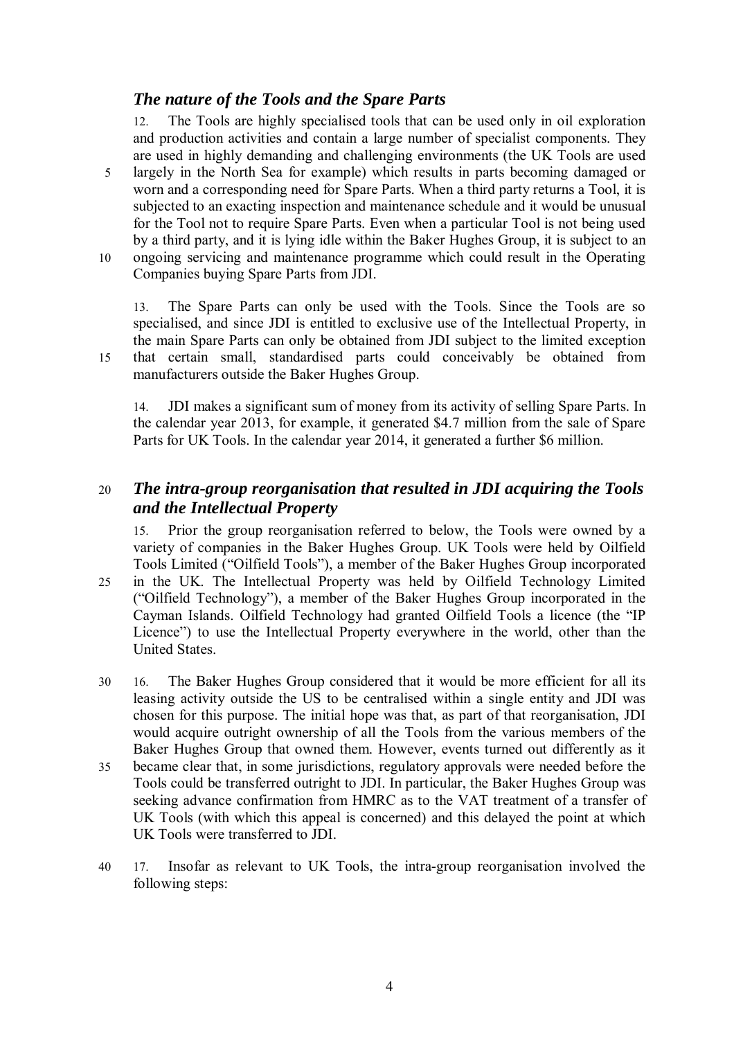### *The nature of the Tools and the Spare Parts*

12. The Tools are highly specialised tools that can be used only in oil exploration and production activities and contain a large number of specialist components. They are used in highly demanding and challenging environments (the UK Tools are used largely in the North Sea for example) which results in parts becoming damaged or worn and a corresponding need for Spare Parts. When a third party returns a Tool, it is subjected to an exacting inspection and maintenance schedule and it would be unusual for the Tool not to require Spare Parts. Even when a particular Tool is not being used by a third party, and it is lying idle within the Baker Hughes Group, it is subject to an ongoing servicing and maintenance programme which could result in the Operating Companies buying Spare Parts from JDI.

13. The Spare Parts can only be used with the Tools. Since the Tools are so specialised, and since JDI is entitled to exclusive use of the Intellectual Property, in the main Spare Parts can only be obtained from JDI subject to the limited exception that certain small, standardised parts could conceivably be obtained from manufacturers outside the Baker Hughes Group.

14. JDI makes a significant sum of money from its activity of selling Spare Parts. In the calendar year 2013, for example, it generated \$4.7 million from the sale of Spare Parts for UK Tools. In the calendar year 2014, it generated a further \$6 million.

### *The intra-group reorganisation that resulted in JDI acquiring the Tools and the Intellectual Property*

15. Prior the group reorganisation referred to below, the Tools were owned by a variety of companies in the Baker Hughes Group. UK Tools were held by Oilfield Tools Limited ("Oilfield Tools"), a member of the Baker Hughes Group incorporated in the UK. The Intellectual Property was held by Oilfield Technology Limited ("Oilfield Technology"), a member of the Baker Hughes Group incorporated in the Cayman Islands. Oilfield Technology had granted Oilfield Tools a licence (the "IP Licence") to use the Intellectual Property everywhere in the world, other than the United States.

16. The Baker Hughes Group considered that it would be more efficient for all its leasing activity outside the US to be centralised within a single entity and JDI was chosen for this purpose. The initial hope was that, as part of that reorganisation, JDI would acquire outright ownership of all the Tools from the various members of the Baker Hughes Group that owned them. However, events turned out differently as it became clear that, in some jurisdictions, regulatory approvals were needed before the Tools could be transferred outright to JDI. In particular, the Baker Hughes Group was seeking advance confirmation from HMRC as to the VAT treatment of a transfer of UK Tools (with which this appeal is concerned) and this delayed the point at which UK Tools were transferred to JDI.

17. Insofar as relevant to UK Tools, the intra-group reorganisation involved the following steps: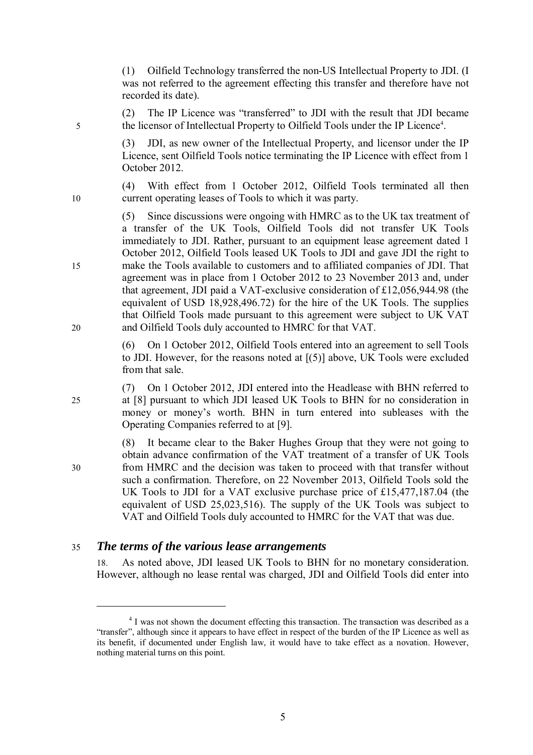(1) Oilfield Technology transferred the non-US Intellectual Property to JDI. (I was not referred to the agreement effecting this transfer and therefore have not recorded its date).

(2) The IP Licence was "transferred" to JDI with the result that JDI became the licensor of Intellectual Property to Oilfield Tools under the IP Licence[4].

(3) JDI, as new owner of the Intellectual Property, and licensor under the IP Licence, sent Oilfield Tools notice terminating the IP Licence with effect from 1 October 2012.

(4) With effect from 1 October 2012, Oilfield Tools terminated all then current operating leases of Tools to which it was party.

(5) Since discussions were ongoing with HMRC as to the UK tax treatment of a transfer of the UK Tools, Oilfield Tools did not transfer UK Tools immediately to JDI. Rather, pursuant to an equipment lease agreement dated 1 October 2012, Oilfield Tools leased UK Tools to JDI and gave JDI the right to make the Tools available to customers and to affiliated companies of JDI. That agreement was in place from 1 October 2012 to 23 November 2013 and, under that agreement, JDI paid a VAT-exclusive consideration of £12,056,944.98 (the equivalent of USD 18,928,496.72) for the hire of the UK Tools. The supplies that Oilfield Tools made pursuant to this agreement were subject to UK VAT and Oilfield Tools duly accounted to HMRC for that VAT.

(6) On 1 October 2012, Oilfield Tools entered into an agreement to sell Tools to JDI. However, for the reasons noted at [(5)] above, UK Tools were excluded from that sale.

(7) On 1 October 2012, JDI entered into the Headlease with BHN referred to at [8] pursuant to which JDI leased UK Tools to BHN for no consideration in money or money's worth. BHN in turn entered into subleases with the Operating Companies referred to at [9].

(8) It became clear to the Baker Hughes Group that they were not going to obtain advance confirmation of the VAT treatment of a transfer of UK Tools from HMRC and the decision was taken to proceed with that transfer without such a confirmation. Therefore, on 22 November 2013, Oilfield Tools sold the UK Tools to JDI for a VAT exclusive purchase price of £15,477,187.04 (the equivalent of USD 25,023,516). The supply of the UK Tools was subject to VAT and Oilfield Tools duly accounted to HMRC for the VAT that was due.

## *The terms of the various lease arrangements*

18. As noted above, JDI leased UK Tools to BHN for no monetary consideration. However, although no lease rental was charged, JDI and Oilfield Tools did enter into

---

[4] I was not shown the document effecting this transaction. The transaction was described as a "transfer", although since it appears to have effect in respect of the burden of the IP Licence as well as its benefit, if documented under English law, it would have to take effect as a novation. However, nothing material turns on this point.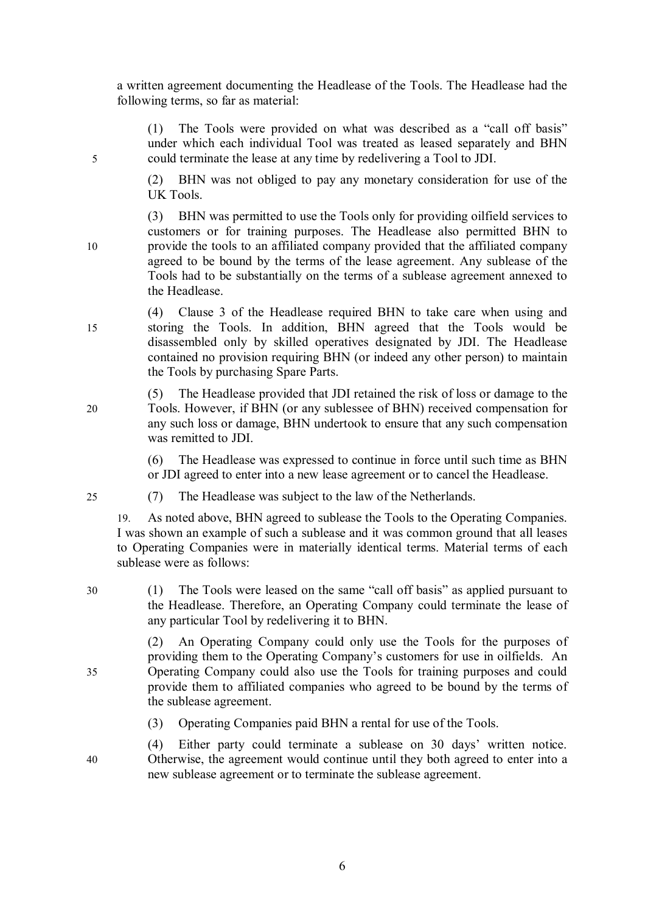a written agreement documenting the Headlease of the Tools. The Headlease had the following terms, so far as material:

(1) The Tools were provided on what was described as a "call off basis" under which each individual Tool was treated as leased separately and BHN could terminate the lease at any time by redelivering a Tool to JDI.

(2) BHN was not obliged to pay any monetary consideration for use of the UK Tools.

(3) BHN was permitted to use the Tools only for providing oilfield services to customers or for training purposes. The Headlease also permitted BHN to provide the tools to an affiliated company provided that the affiliated company agreed to be bound by the terms of the lease agreement. Any sublease of the Tools had to be substantially on the terms of a sublease agreement annexed to the Headlease.

(4) Clause 3 of the Headlease required BHN to take care when using and storing the Tools. In addition, BHN agreed that the Tools would be disassembled only by skilled operatives designated by JDI. The Headlease contained no provision requiring BHN (or indeed any other person) to maintain the Tools by purchasing Spare Parts.

(5) The Headlease provided that JDI retained the risk of loss or damage to the Tools. However, if BHN (or any sublessee of BHN) received compensation for any such loss or damage, BHN undertook to ensure that any such compensation was remitted to JDI.

(6) The Headlease was expressed to continue in force until such time as BHN or JDI agreed to enter into a new lease agreement or to cancel the Headlease.

(7) The Headlease was subject to the law of the Netherlands.

19. As noted above, BHN agreed to sublease the Tools to the Operating Companies. I was shown an example of such a sublease and it was common ground that all leases to Operating Companies were in materially identical terms. Material terms of each sublease were as follows:

(1) The Tools were leased on the same "call off basis" as applied pursuant to the Headlease. Therefore, an Operating Company could terminate the lease of any particular Tool by redelivering it to BHN.

(2) An Operating Company could only use the Tools for the purposes of providing them to the Operating Company's customers for use in oilfields. An Operating Company could also use the Tools for training purposes and could provide them to affiliated companies who agreed to be bound by the terms of the sublease agreement.

(3) Operating Companies paid BHN a rental for use of the Tools.

(4) Either party could terminate a sublease on 30 days' written notice. Otherwise, the agreement would continue until they both agreed to enter into a new sublease agreement or to terminate the sublease agreement.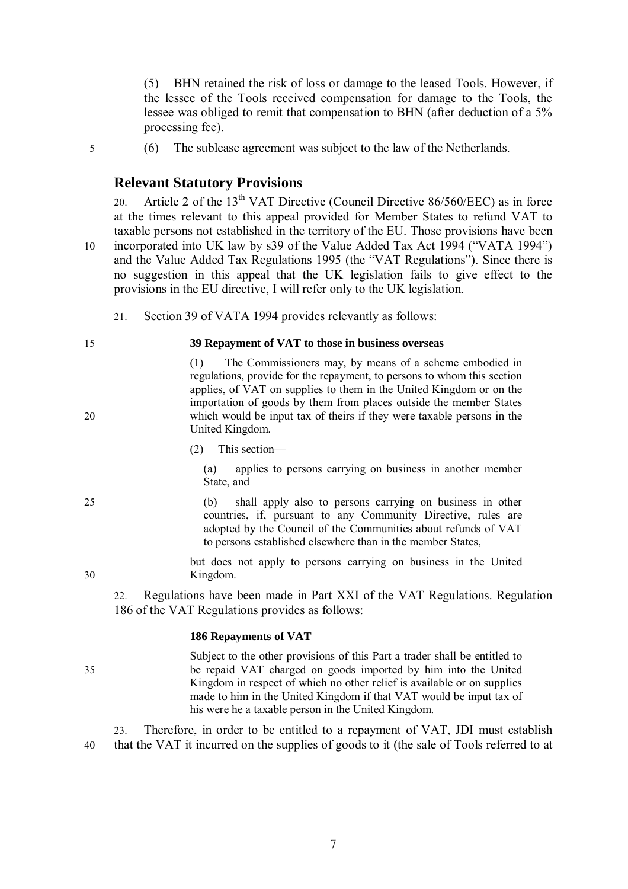(5) BHN retained the risk of loss or damage to the leased Tools. However, if the lessee of the Tools received compensation for damage to the Tools, the lessee was obliged to remit that compensation to BHN (after deduction of a 5% processing fee).

(6) The sublease agreement was subject to the law of the Netherlands.

## Relevant Statutory Provisions

20. Article 2 of the 13th VAT Directive (Council Directive 86/560/EEC) as in force at the times relevant to this appeal provided for Member States to refund VAT to taxable persons not established in the territory of the EU. Those provisions have been incorporated into UK law by s39 of the Value Added Tax Act 1994 ("VATA 1994") and the Value Added Tax Regulations 1995 (the "VAT Regulations"). Since there is no suggestion in this appeal that the UK legislation fails to give effect to the provisions in the EU directive, I will refer only to the UK legislation.

21. Section 39 of VATA 1994 provides relevantly as follows:

> **39 Repayment of VAT to those in business overseas**
>
> (1) The Commissioners may, by means of a scheme embodied in regulations, provide for the repayment, to persons to whom this section applies, of VAT on supplies to them in the United Kingdom or on the importation of goods by them from places outside the member States which would be input tax of theirs if they were taxable persons in the United Kingdom.
>
> (2) This section—
>
> (a) applies to persons carrying on business in another member State, and
>
> (b) shall apply also to persons carrying on business in other countries, if, pursuant to any Community Directive, rules are adopted by the Council of the Communities about refunds of VAT to persons established elsewhere than in the member States,
>
> but does not apply to persons carrying on business in the United Kingdom.

22. Regulations have been made in Part XXI of the VAT Regulations. Regulation 186 of the VAT Regulations provides as follows:

> **186 Repayments of VAT**
>
> Subject to the other provisions of this Part a trader shall be entitled to be repaid VAT charged on goods imported by him into the United Kingdom in respect of which no other relief is available or on supplies made to him in the United Kingdom if that VAT would be input tax of his were he a taxable person in the United Kingdom.

23. Therefore, in order to be entitled to a repayment of VAT, JDI must establish that the VAT it incurred on the supplies of goods to it (the sale of Tools referred to at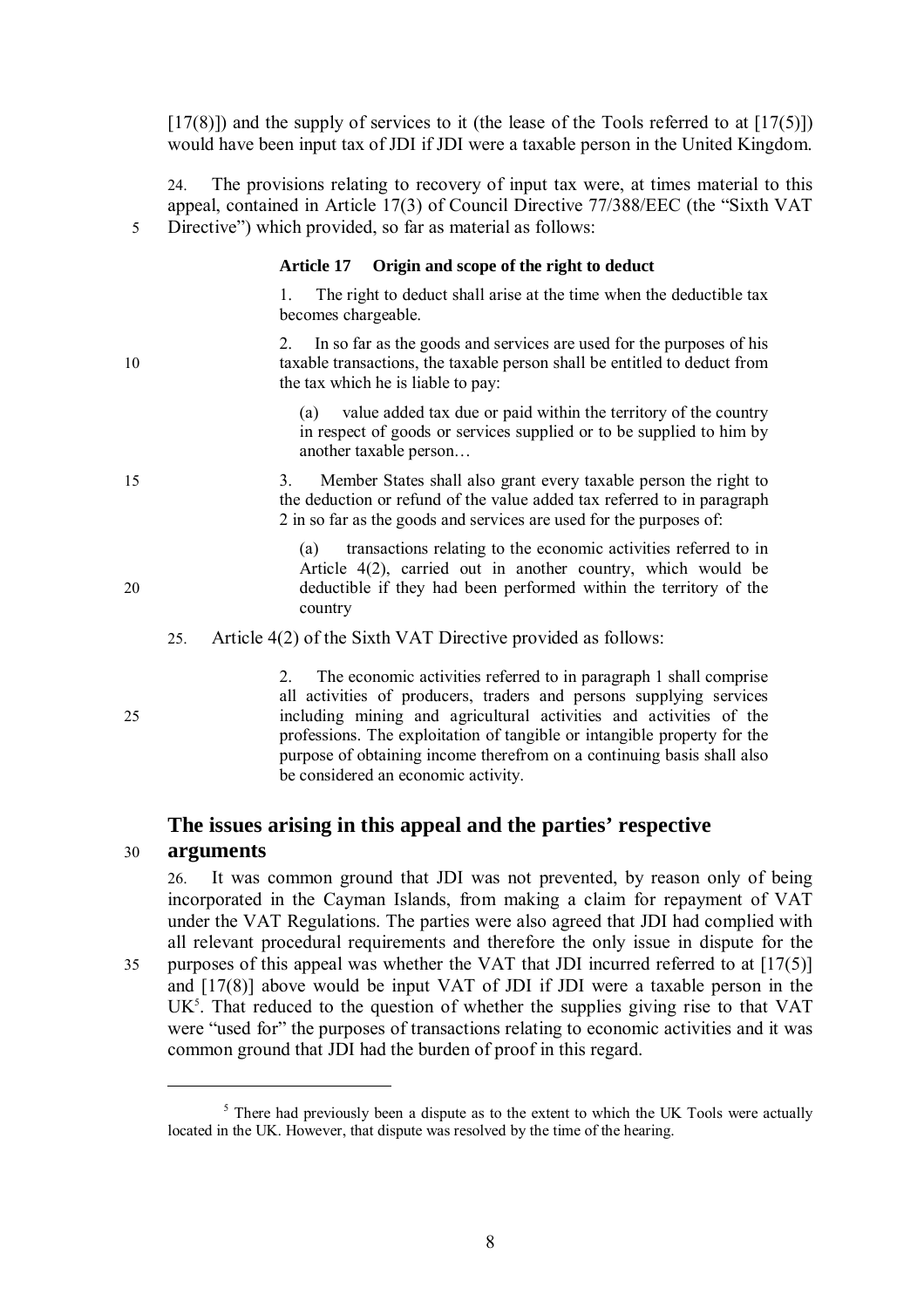[17(8)]) and the supply of services to it (the lease of the Tools referred to at [17(5)]) would have been input tax of JDI if JDI were a taxable person in the United Kingdom.

24. The provisions relating to recovery of input tax were, at times material to this appeal, contained in Article 17(3) of Council Directive 77/388/EEC (the "Sixth VAT Directive") which provided, so far as material as follows:

> **Article 17 Origin and scope of the right to deduct**
>
> 1. The right to deduct shall arise at the time when the deductible tax becomes chargeable.
>
> 2. In so far as the goods and services are used for the purposes of his taxable transactions, the taxable person shall be entitled to deduct from the tax which he is liable to pay:
>
> > (a) value added tax due or paid within the territory of the country in respect of goods or services supplied or to be supplied to him by another taxable person…
>
> 3. Member States shall also grant every taxable person the right to the deduction or refund of the value added tax referred to in paragraph 2 in so far as the goods and services are used for the purposes of:
>
> > (a) transactions relating to the economic activities referred to in Article 4(2), carried out in another country, which would be deductible if they had been performed within the territory of the country

25. Article 4(2) of the Sixth VAT Directive provided as follows:

> 2. The economic activities referred to in paragraph 1 shall comprise all activities of producers, traders and persons supplying services including mining and agricultural activities and activities of the professions. The exploitation of tangible or intangible property for the purpose of obtaining income therefrom on a continuing basis shall also be considered an economic activity.

## The issues arising in this appeal and the parties' respective arguments

26. It was common ground that JDI was not prevented, by reason only of being incorporated in the Cayman Islands, from making a claim for repayment of VAT under the VAT Regulations. The parties were also agreed that JDI had complied with all relevant procedural requirements and therefore the only issue in dispute for the purposes of this appeal was whether the VAT that JDI incurred referred to at [17(5)] and [17(8)] above would be input VAT of JDI if JDI were a taxable person in the UK[5]. That reduced to the question of whether the supplies giving rise to that VAT were "used for" the purposes of transactions relating to economic activities and it was common ground that JDI had the burden of proof in this regard.

---

[5] There had previously been a dispute as to the extent to which the UK Tools were actually located in the UK. However, that dispute was resolved by the time of the hearing.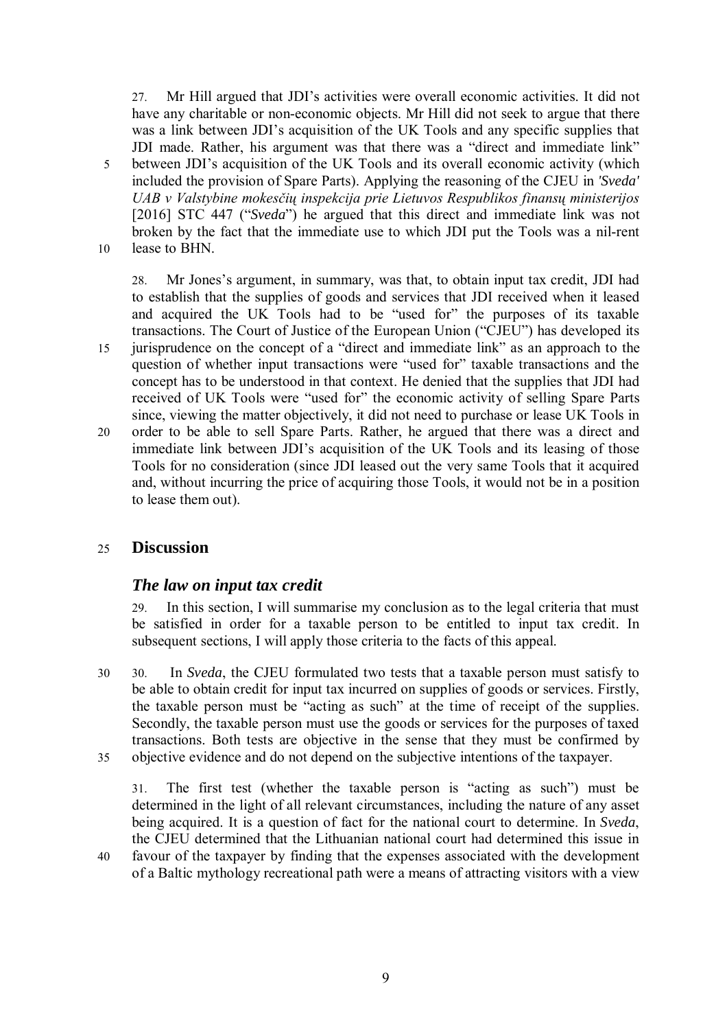27. Mr Hill argued that JDI's activities were overall economic activities. It did not have any charitable or non-economic objects. Mr Hill did not seek to argue that there was a link between JDI's acquisition of the UK Tools and any specific supplies that JDI made. Rather, his argument was that there was a "direct and immediate link" between JDI's acquisition of the UK Tools and its overall economic activity (which included the provision of Spare Parts). Applying the reasoning of the CJEU in *'Sveda' UAB v Valstybine mokesčių inspekcija prie Lietuvos Respublikos finansų ministerijos* [2016] STC 447 ("*Sveda*") he argued that this direct and immediate link was not broken by the fact that the immediate use to which JDI put the Tools was a nil-rent lease to BHN.

28. Mr Jones's argument, in summary, was that, to obtain input tax credit, JDI had to establish that the supplies of goods and services that JDI received when it leased and acquired the UK Tools had to be "used for" the purposes of its taxable transactions. The Court of Justice of the European Union ("CJEU") has developed its jurisprudence on the concept of a "direct and immediate link" as an approach to the question of whether input transactions were "used for" taxable transactions and the concept has to be understood in that context. He denied that the supplies that JDI had received of UK Tools were "used for" the economic activity of selling Spare Parts since, viewing the matter objectively, it did not need to purchase or lease UK Tools in order to be able to sell Spare Parts. Rather, he argued that there was a direct and immediate link between JDI's acquisition of the UK Tools and its leasing of those Tools for no consideration (since JDI leased out the very same Tools that it acquired and, without incurring the price of acquiring those Tools, it would not be in a position to lease them out).

## Discussion

### *The law on input tax credit*

29. In this section, I will summarise my conclusion as to the legal criteria that must be satisfied in order for a taxable person to be entitled to input tax credit. In subsequent sections, I will apply those criteria to the facts of this appeal.

30. In *Sveda*, the CJEU formulated two tests that a taxable person must satisfy to be able to obtain credit for input tax incurred on supplies of goods or services. Firstly, the taxable person must be "acting as such" at the time of receipt of the supplies. Secondly, the taxable person must use the goods or services for the purposes of taxed transactions. Both tests are objective in the sense that they must be confirmed by objective evidence and do not depend on the subjective intentions of the taxpayer.

31. The first test (whether the taxable person is "acting as such") must be determined in the light of all relevant circumstances, including the nature of any asset being acquired. It is a question of fact for the national court to determine. In *Sveda*, the CJEU determined that the Lithuanian national court had determined this issue in favour of the taxpayer by finding that the expenses associated with the development of a Baltic mythology recreational path were a means of attracting visitors with a view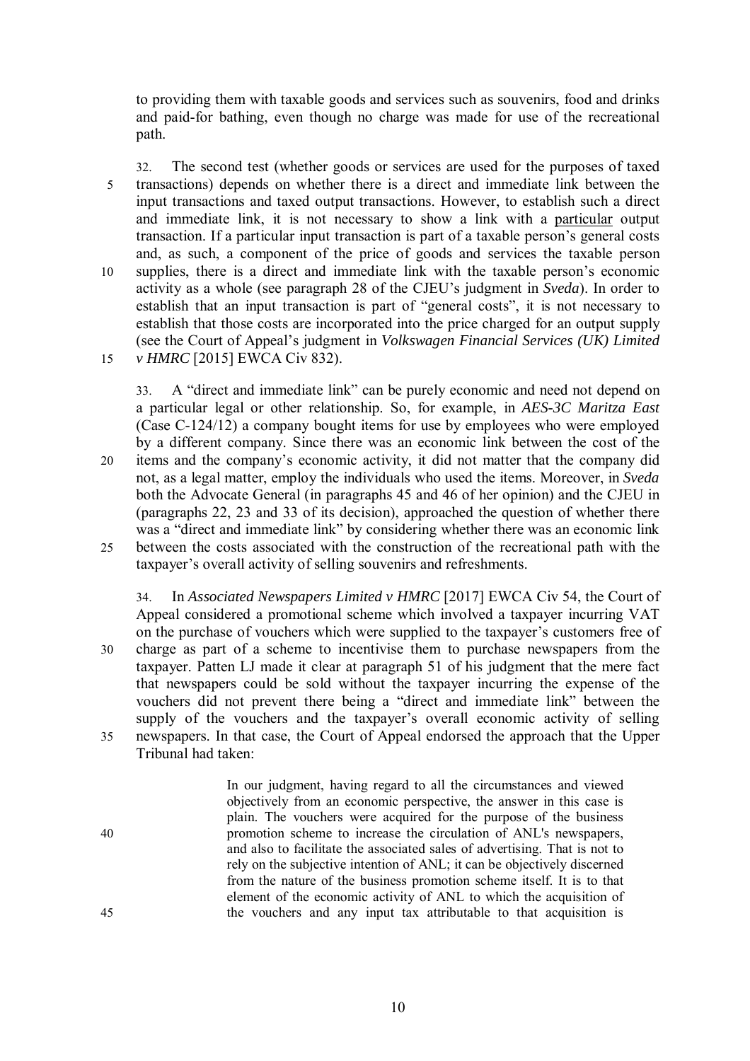to providing them with taxable goods and services such as souvenirs, food and drinks and paid-for bathing, even though no charge was made for use of the recreational path.

32. The second test (whether goods or services are used for the purposes of taxed transactions) depends on whether there is a direct and immediate link between the input transactions and taxed output transactions. However, to establish such a direct and immediate link, it is not necessary to show a link with a particular output transaction. If a particular input transaction is part of a taxable person's general costs and, as such, a component of the price of goods and services the taxable person supplies, there is a direct and immediate link with the taxable person's economic activity as a whole (see paragraph 28 of the CJEU's judgment in *Sveda*). In order to establish that an input transaction is part of "general costs", it is not necessary to establish that those costs are incorporated into the price charged for an output supply (see the Court of Appeal's judgment in *Volkswagen Financial Services (UK) Limited v HMRC* [2015] EWCA Civ 832).

33. A "direct and immediate link" can be purely economic and need not depend on a particular legal or other relationship. So, for example, in *AES-3C Maritza East* (Case C-124/12) a company bought items for use by employees who were employed by a different company. Since there was an economic link between the cost of the items and the company's economic activity, it did not matter that the company did not, as a legal matter, employ the individuals who used the items. Moreover, in *Sveda* both the Advocate General (in paragraphs 45 and 46 of her opinion) and the CJEU in (paragraphs 22, 23 and 33 of its decision), approached the question of whether there was a "direct and immediate link" by considering whether there was an economic link between the costs associated with the construction of the recreational path with the taxpayer's overall activity of selling souvenirs and refreshments.

34. In *Associated Newspapers Limited v HMRC* [2017] EWCA Civ 54, the Court of Appeal considered a promotional scheme which involved a taxpayer incurring VAT on the purchase of vouchers which were supplied to the taxpayer's customers free of charge as part of a scheme to incentivise them to purchase newspapers from the taxpayer. Patten LJ made it clear at paragraph 51 of his judgment that the mere fact that newspapers could be sold without the taxpayer incurring the expense of the vouchers did not prevent there being a "direct and immediate link" between the supply of the vouchers and the taxpayer's overall economic activity of selling newspapers. In that case, the Court of Appeal endorsed the approach that the Upper Tribunal had taken:

> In our judgment, having regard to all the circumstances and viewed objectively from an economic perspective, the answer in this case is plain. The vouchers were acquired for the purpose of the business promotion scheme to increase the circulation of ANL's newspapers, and also to facilitate the associated sales of advertising. That is not to rely on the subjective intention of ANL; it can be objectively discerned from the nature of the business promotion scheme itself. It is to that element of the economic activity of ANL to which the acquisition of the vouchers and any input tax attributable to that acquisition is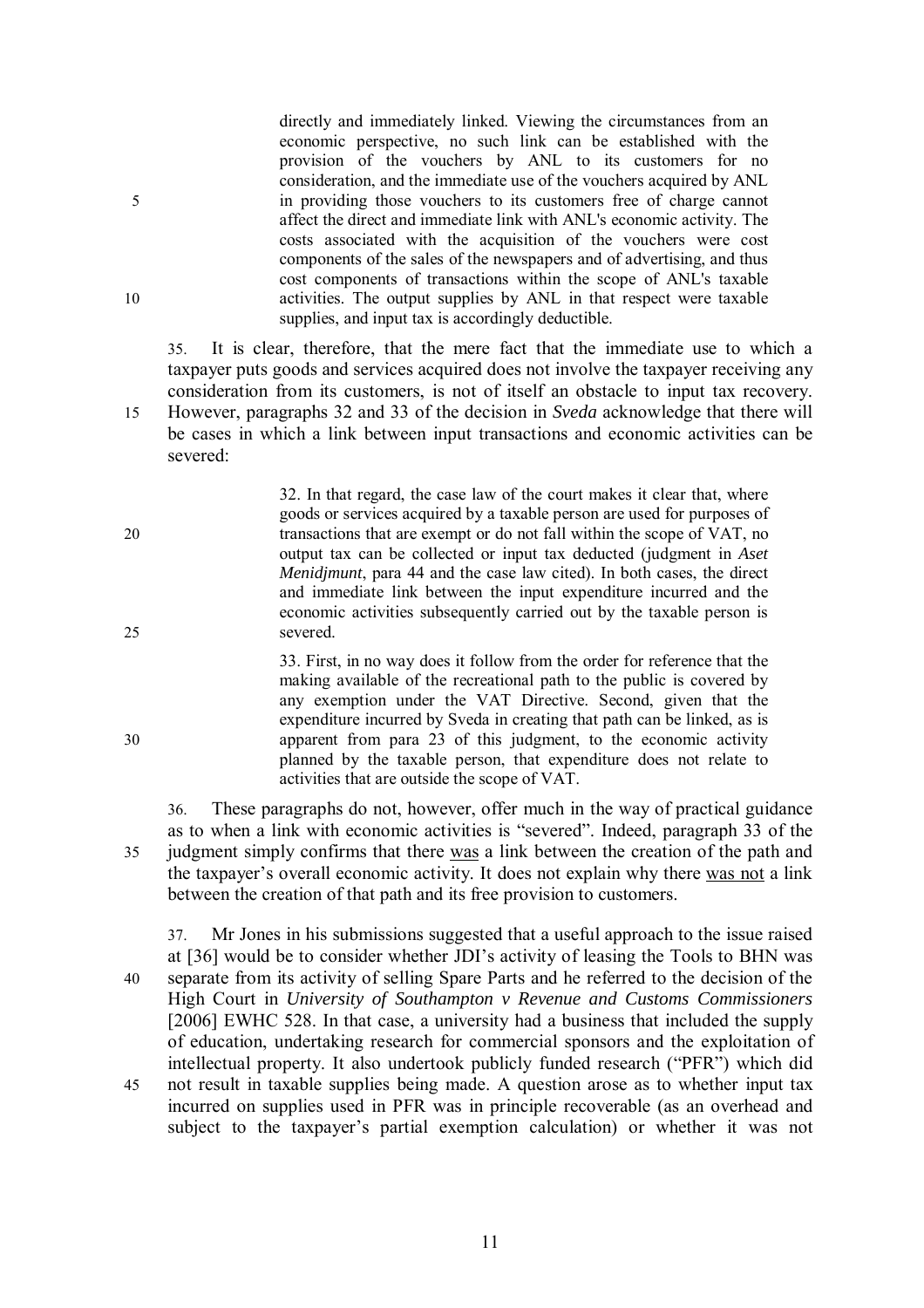> directly and immediately linked. Viewing the circumstances from an economic perspective, no such link can be established with the provision of the vouchers by ANL to its customers for no consideration, and the immediate use of the vouchers acquired by ANL in providing those vouchers to its customers free of charge cannot affect the direct and immediate link with ANL's economic activity. The costs associated with the acquisition of the vouchers were cost components of the sales of the newspapers and of advertising, and thus cost components of transactions within the scope of ANL's taxable activities. The output supplies by ANL in that respect were taxable supplies, and input tax is accordingly deductible.

35. It is clear, therefore, that the mere fact that the immediate use to which a taxpayer puts goods and services acquired does not involve the taxpayer receiving any consideration from its customers, is not of itself an obstacle to input tax recovery. However, paragraphs 32 and 33 of the decision in *Sveda* acknowledge that there will be cases in which a link between input transactions and economic activities can be severed:

> 32. In that regard, the case law of the court makes it clear that, where goods or services acquired by a taxable person are used for purposes of transactions that are exempt or do not fall within the scope of VAT, no output tax can be collected or input tax deducted (judgment in *Aset Menidjmunt*, para 44 and the case law cited). In both cases, the direct and immediate link between the input expenditure incurred and the economic activities subsequently carried out by the taxable person is severed.
>
> 33. First, in no way does it follow from the order for reference that the making available of the recreational path to the public is covered by any exemption under the VAT Directive. Second, given that the expenditure incurred by Sveda in creating that path can be linked, as is apparent from para 23 of this judgment, to the economic activity planned by the taxable person, that expenditure does not relate to activities that are outside the scope of VAT.

36. These paragraphs do not, however, offer much in the way of practical guidance as to when a link with economic activities is "severed". Indeed, paragraph 33 of the judgment simply confirms that there <u>was</u> a link between the creation of the path and the taxpayer's overall economic activity. It does not explain why there <u>was not</u> a link between the creation of that path and its free provision to customers.

37. Mr Jones in his submissions suggested that a useful approach to the issue raised at [36] would be to consider whether JDI's activity of leasing the Tools to BHN was separate from its activity of selling Spare Parts and he referred to the decision of the High Court in *University of Southampton v Revenue and Customs Commissioners* [2006] EWHC 528. In that case, a university had a business that included the supply of education, undertaking research for commercial sponsors and the exploitation of intellectual property. It also undertook publicly funded research ("PFR") which did not result in taxable supplies being made. A question arose as to whether input tax incurred on supplies used in PFR was in principle recoverable (as an overhead and subject to the taxpayer's partial exemption calculation) or whether it was not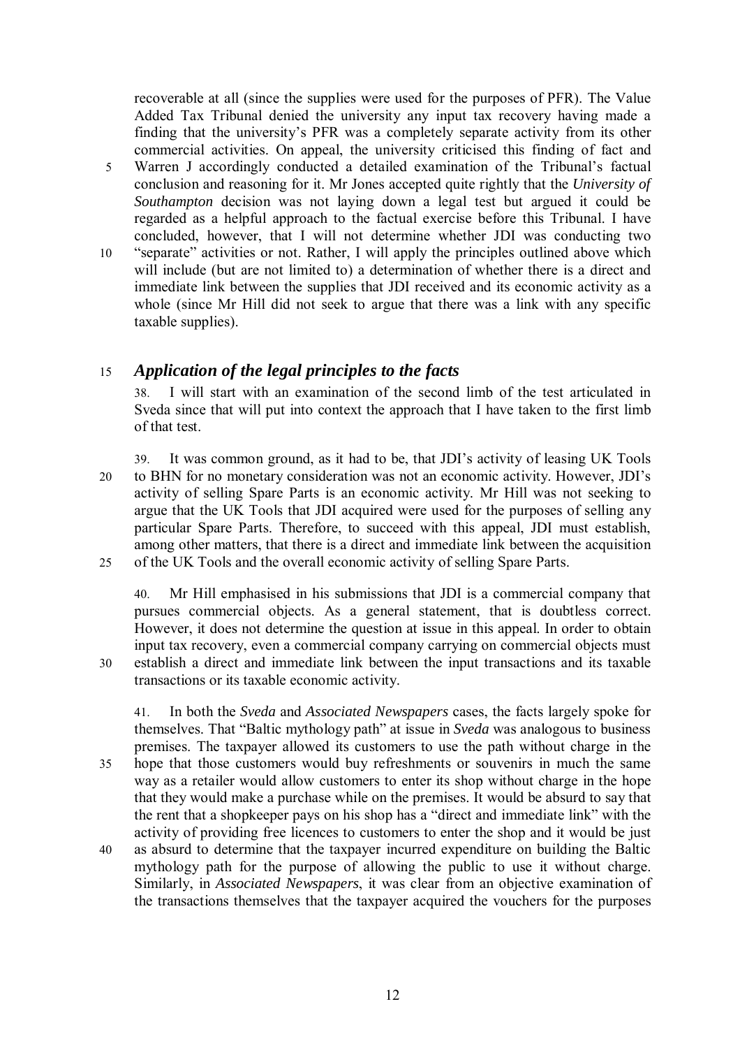recoverable at all (since the supplies were used for the purposes of PFR). The Value Added Tax Tribunal denied the university any input tax recovery having made a finding that the university's PFR was a completely separate activity from its other commercial activities. On appeal, the university criticised this finding of fact and Warren J accordingly conducted a detailed examination of the Tribunal's factual conclusion and reasoning for it. Mr Jones accepted quite rightly that the *University of Southampton* decision was not laying down a legal test but argued it could be regarded as a helpful approach to the factual exercise before this Tribunal. I have concluded, however, that I will not determine whether JDI was conducting two "separate" activities or not. Rather, I will apply the principles outlined above which will include (but are not limited to) a determination of whether there is a direct and immediate link between the supplies that JDI received and its economic activity as a whole (since Mr Hill did not seek to argue that there was a link with any specific taxable supplies).

## *Application of the legal principles to the facts*

38. I will start with an examination of the second limb of the test articulated in Sveda since that will put into context the approach that I have taken to the first limb of that test.

39. It was common ground, as it had to be, that JDI's activity of leasing UK Tools to BHN for no monetary consideration was not an economic activity. However, JDI's activity of selling Spare Parts is an economic activity. Mr Hill was not seeking to argue that the UK Tools that JDI acquired were used for the purposes of selling any particular Spare Parts. Therefore, to succeed with this appeal, JDI must establish, among other matters, that there is a direct and immediate link between the acquisition of the UK Tools and the overall economic activity of selling Spare Parts.

40. Mr Hill emphasised in his submissions that JDI is a commercial company that pursues commercial objects. As a general statement, that is doubtless correct. However, it does not determine the question at issue in this appeal. In order to obtain input tax recovery, even a commercial company carrying on commercial objects must establish a direct and immediate link between the input transactions and its taxable transactions or its taxable economic activity.

41. In both the *Sveda* and *Associated Newspapers* cases, the facts largely spoke for themselves. That "Baltic mythology path" at issue in *Sveda* was analogous to business premises. The taxpayer allowed its customers to use the path without charge in the hope that those customers would buy refreshments or souvenirs in much the same way as a retailer would allow customers to enter its shop without charge in the hope that they would make a purchase while on the premises. It would be absurd to say that the rent that a shopkeeper pays on his shop has a "direct and immediate link" with the activity of providing free licences to customers to enter the shop and it would be just as absurd to determine that the taxpayer incurred expenditure on building the Baltic mythology path for the purpose of allowing the public to use it without charge. Similarly, in *Associated Newspapers*, it was clear from an objective examination of the transactions themselves that the taxpayer acquired the vouchers for the purposes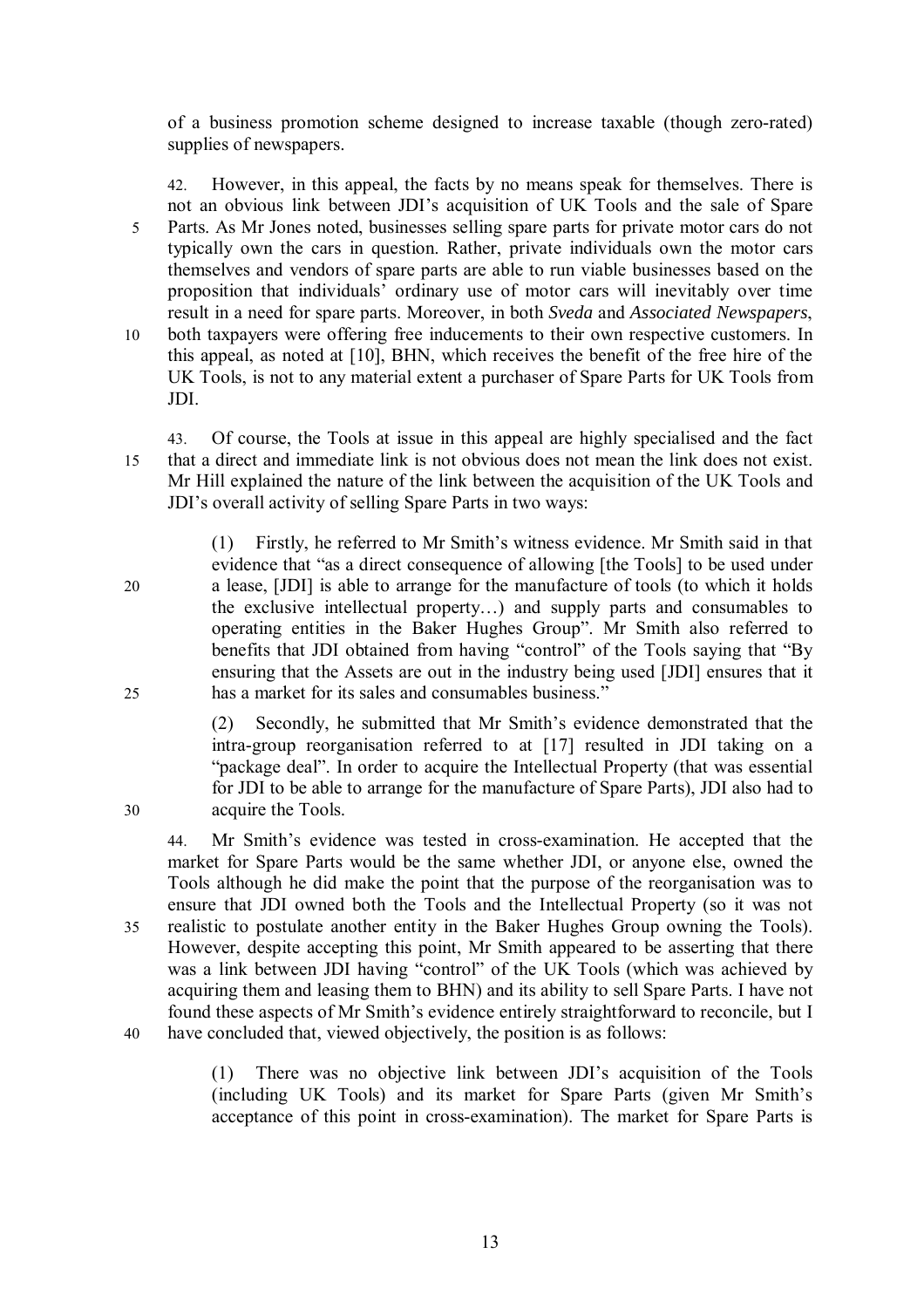of a business promotion scheme designed to increase taxable (though zero-rated) supplies of newspapers.

42. However, in this appeal, the facts by no means speak for themselves. There is not an obvious link between JDI's acquisition of UK Tools and the sale of Spare Parts. As Mr Jones noted, businesses selling spare parts for private motor cars do not typically own the cars in question. Rather, private individuals own the motor cars themselves and vendors of spare parts are able to run viable businesses based on the proposition that individuals' ordinary use of motor cars will inevitably over time result in a need for spare parts. Moreover, in both *Sveda* and *Associated Newspapers*, both taxpayers were offering free inducements to their own respective customers. In this appeal, as noted at [10], BHN, which receives the benefit of the free hire of the UK Tools, is not to any material extent a purchaser of Spare Parts for UK Tools from JDI.

43. Of course, the Tools at issue in this appeal are highly specialised and the fact that a direct and immediate link is not obvious does not mean the link does not exist. Mr Hill explained the nature of the link between the acquisition of the UK Tools and JDI's overall activity of selling Spare Parts in two ways:

> (1) Firstly, he referred to Mr Smith's witness evidence. Mr Smith said in that evidence that "as a direct consequence of allowing [the Tools] to be used under a lease, [JDI] is able to arrange for the manufacture of tools (to which it holds the exclusive intellectual property…) and supply parts and consumables to operating entities in the Baker Hughes Group". Mr Smith also referred to benefits that JDI obtained from having "control" of the Tools saying that "By ensuring that the Assets are out in the industry being used [JDI] ensures that it has a market for its sales and consumables business."
>
> (2) Secondly, he submitted that Mr Smith's evidence demonstrated that the intra-group reorganisation referred to at [17] resulted in JDI taking on a "package deal". In order to acquire the Intellectual Property (that was essential for JDI to be able to arrange for the manufacture of Spare Parts), JDI also had to acquire the Tools.

44. Mr Smith's evidence was tested in cross-examination. He accepted that the market for Spare Parts would be the same whether JDI, or anyone else, owned the Tools although he did make the point that the purpose of the reorganisation was to ensure that JDI owned both the Tools and the Intellectual Property (so it was not realistic to postulate another entity in the Baker Hughes Group owning the Tools). However, despite accepting this point, Mr Smith appeared to be asserting that there was a link between JDI having "control" of the UK Tools (which was achieved by acquiring them and leasing them to BHN) and its ability to sell Spare Parts. I have not found these aspects of Mr Smith's evidence entirely straightforward to reconcile, but I have concluded that, viewed objectively, the position is as follows:

> (1) There was no objective link between JDI's acquisition of the Tools (including UK Tools) and its market for Spare Parts (given Mr Smith's acceptance of this point in cross-examination). The market for Spare Parts is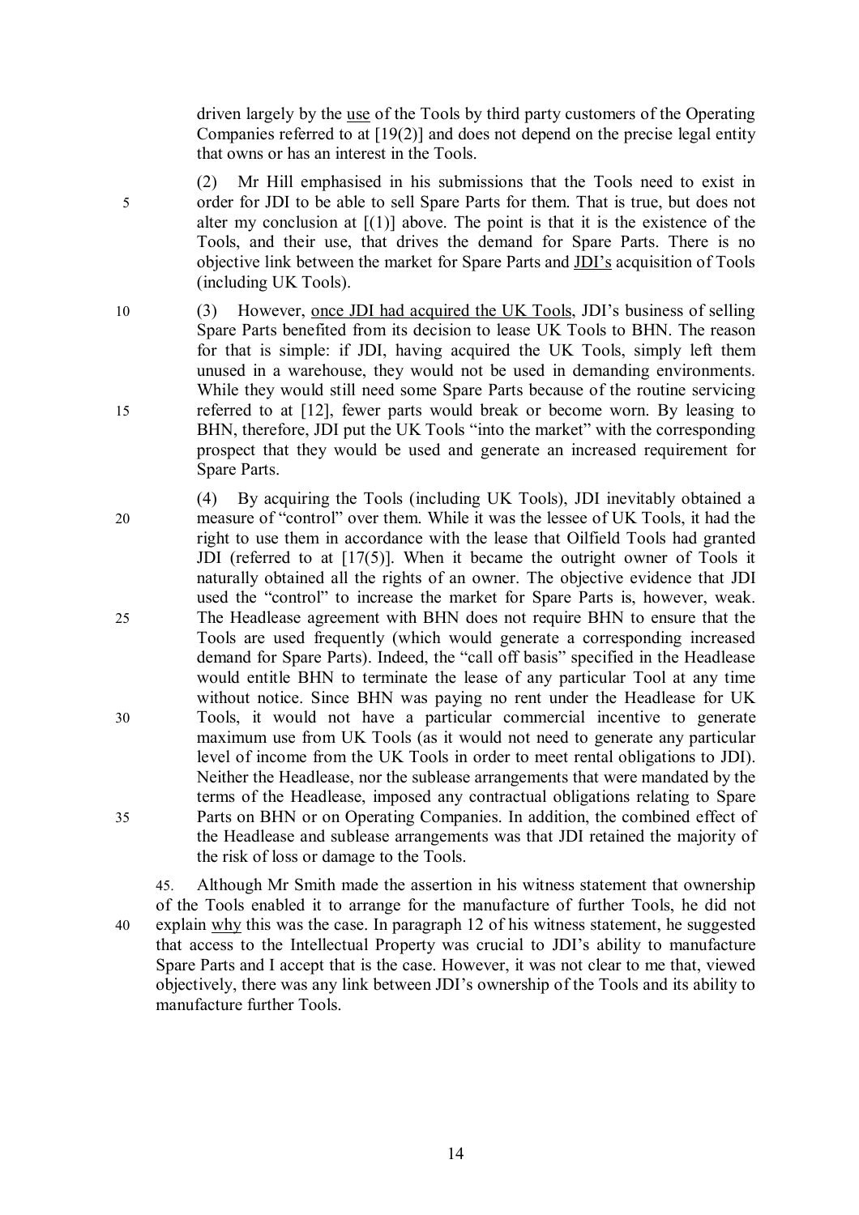driven largely by the <u>use</u> of the Tools by third party customers of the Operating Companies referred to at [19(2)] and does not depend on the precise legal entity that owns or has an interest in the Tools.

(2) Mr Hill emphasised in his submissions that the Tools need to exist in order for JDI to be able to sell Spare Parts for them. That is true, but does not alter my conclusion at [(1)] above. The point is that it is the existence of the Tools, and their use, that drives the demand for Spare Parts. There is no objective link between the market for Spare Parts and <u>JDI's</u> acquisition of Tools (including UK Tools).

(3) However, <u>once JDI had acquired the UK Tools</u>, JDI's business of selling Spare Parts benefited from its decision to lease UK Tools to BHN. The reason for that is simple: if JDI, having acquired the UK Tools, simply left them unused in a warehouse, they would not be used in demanding environments. While they would still need some Spare Parts because of the routine servicing referred to at [12], fewer parts would break or become worn. By leasing to BHN, therefore, JDI put the UK Tools "into the market" with the corresponding prospect that they would be used and generate an increased requirement for Spare Parts.

(4) By acquiring the Tools (including UK Tools), JDI inevitably obtained a measure of "control" over them. While it was the lessee of UK Tools, it had the right to use them in accordance with the lease that Oilfield Tools had granted JDI (referred to at [17(5)]. When it became the outright owner of Tools it naturally obtained all the rights of an owner. The objective evidence that JDI used the "control" to increase the market for Spare Parts is, however, weak. The Headlease agreement with BHN does not require BHN to ensure that the Tools are used frequently (which would generate a corresponding increased demand for Spare Parts). Indeed, the "call off basis" specified in the Headlease would entitle BHN to terminate the lease of any particular Tool at any time without notice. Since BHN was paying no rent under the Headlease for UK Tools, it would not have a particular commercial incentive to generate maximum use from UK Tools (as it would not need to generate any particular level of income from the UK Tools in order to meet rental obligations to JDI). Neither the Headlease, nor the sublease arrangements that were mandated by the terms of the Headlease, imposed any contractual obligations relating to Spare Parts on BHN or on Operating Companies. In addition, the combined effect of the Headlease and sublease arrangements was that JDI retained the majority of the risk of loss or damage to the Tools.

45. Although Mr Smith made the assertion in his witness statement that ownership of the Tools enabled it to arrange for the manufacture of further Tools, he did not explain <u>why</u> this was the case. In paragraph 12 of his witness statement, he suggested that access to the Intellectual Property was crucial to JDI's ability to manufacture Spare Parts and I accept that is the case. However, it was not clear to me that, viewed objectively, there was any link between JDI's ownership of the Tools and its ability to manufacture further Tools.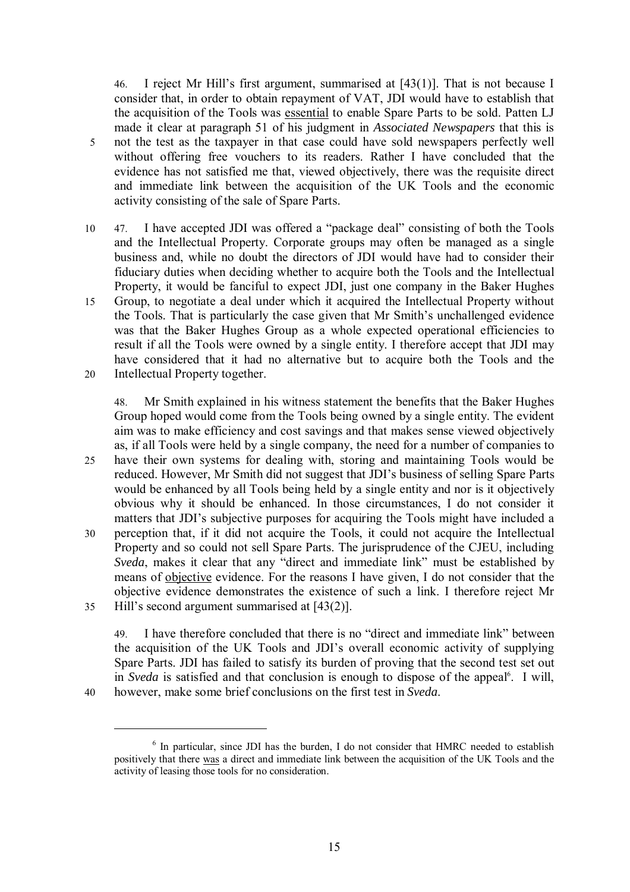46. I reject Mr Hill's first argument, summarised at [43(1)]. That is not because I consider that, in order to obtain repayment of VAT, JDI would have to establish that the acquisition of the Tools was essential to enable Spare Parts to be sold. Patten LJ made it clear at paragraph 51 of his judgment in *Associated Newspapers* that this is not the test as the taxpayer in that case could have sold newspapers perfectly well without offering free vouchers to its readers. Rather I have concluded that the evidence has not satisfied me that, viewed objectively, there was the requisite direct and immediate link between the acquisition of the UK Tools and the economic activity consisting of the sale of Spare Parts.

47. I have accepted JDI was offered a "package deal" consisting of both the Tools and the Intellectual Property. Corporate groups may often be managed as a single business and, while no doubt the directors of JDI would have had to consider their fiduciary duties when deciding whether to acquire both the Tools and the Intellectual Property, it would be fanciful to expect JDI, just one company in the Baker Hughes Group, to negotiate a deal under which it acquired the Intellectual Property without the Tools. That is particularly the case given that Mr Smith's unchallenged evidence was that the Baker Hughes Group as a whole expected operational efficiencies to result if all the Tools were owned by a single entity. I therefore accept that JDI may have considered that it had no alternative but to acquire both the Tools and the Intellectual Property together.

48. Mr Smith explained in his witness statement the benefits that the Baker Hughes Group hoped would come from the Tools being owned by a single entity. The evident aim was to make efficiency and cost savings and that makes sense viewed objectively as, if all Tools were held by a single company, the need for a number of companies to have their own systems for dealing with, storing and maintaining Tools would be reduced. However, Mr Smith did not suggest that JDI's business of selling Spare Parts would be enhanced by all Tools being held by a single entity and nor is it objectively obvious why it should be enhanced. In those circumstances, I do not consider it matters that JDI's subjective purposes for acquiring the Tools might have included a perception that, if it did not acquire the Tools, it could not acquire the Intellectual Property and so could not sell Spare Parts. The jurisprudence of the CJEU, including *Sveda*, makes it clear that any "direct and immediate link" must be established by means of objective evidence. For the reasons I have given, I do not consider that the objective evidence demonstrates the existence of such a link. I therefore reject Mr Hill's second argument summarised at [43(2)].

49. I have therefore concluded that there is no "direct and immediate link" between the acquisition of the UK Tools and JDI's overall economic activity of supplying Spare Parts. JDI has failed to satisfy its burden of proving that the second test set out in *Sveda* is satisfied and that conclusion is enough to dispose of the appeal[6]. I will, however, make some brief conclusions on the first test in *Sveda*.

---

[6] In particular, since JDI has the burden, I do not consider that HMRC needed to establish positively that there was a direct and immediate link between the acquisition of the UK Tools and the activity of leasing those tools for no consideration.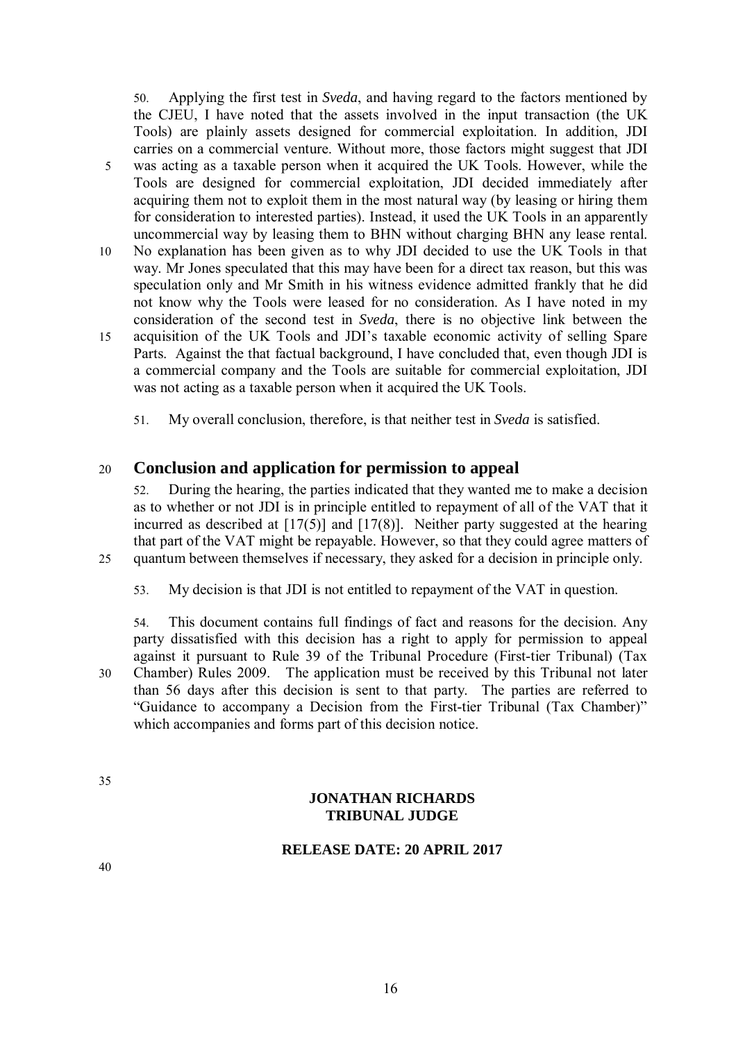50. Applying the first test in *Sveda*, and having regard to the factors mentioned by the CJEU, I have noted that the assets involved in the input transaction (the UK Tools) are plainly assets designed for commercial exploitation. In addition, JDI carries on a commercial venture. Without more, those factors might suggest that JDI was acting as a taxable person when it acquired the UK Tools. However, while the Tools are designed for commercial exploitation, JDI decided immediately after acquiring them not to exploit them in the most natural way (by leasing or hiring them for consideration to interested parties). Instead, it used the UK Tools in an apparently uncommercial way by leasing them to BHN without charging BHN any lease rental. No explanation has been given as to why JDI decided to use the UK Tools in that way. Mr Jones speculated that this may have been for a direct tax reason, but this was speculation only and Mr Smith in his witness evidence admitted frankly that he did not know why the Tools were leased for no consideration. As I have noted in my consideration of the second test in *Sveda*, there is no objective link between the acquisition of the UK Tools and JDI's taxable economic activity of selling Spare Parts. Against the that factual background, I have concluded that, even though JDI is a commercial company and the Tools are suitable for commercial exploitation, JDI was not acting as a taxable person when it acquired the UK Tools.

51. My overall conclusion, therefore, is that neither test in *Sveda* is satisfied.

## Conclusion and application for permission to appeal

52. During the hearing, the parties indicated that they wanted me to make a decision as to whether or not JDI is in principle entitled to repayment of all of the VAT that it incurred as described at [17(5)] and [17(8)]. Neither party suggested at the hearing that part of the VAT might be repayable. However, so that they could agree matters of quantum between themselves if necessary, they asked for a decision in principle only.

53. My decision is that JDI is not entitled to repayment of the VAT in question.

54. This document contains full findings of fact and reasons for the decision. Any party dissatisfied with this decision has a right to apply for permission to appeal against it pursuant to Rule 39 of the Tribunal Procedure (First-tier Tribunal) (Tax Chamber) Rules 2009. The application must be received by this Tribunal not later than 56 days after this decision is sent to that party. The parties are referred to "Guidance to accompany a Decision from the First-tier Tribunal (Tax Chamber)" which accompanies and forms part of this decision notice.

**JONATHAN RICHARDS**
**TRIBUNAL JUDGE**

**RELEASE DATE: 20 APRIL 2017**